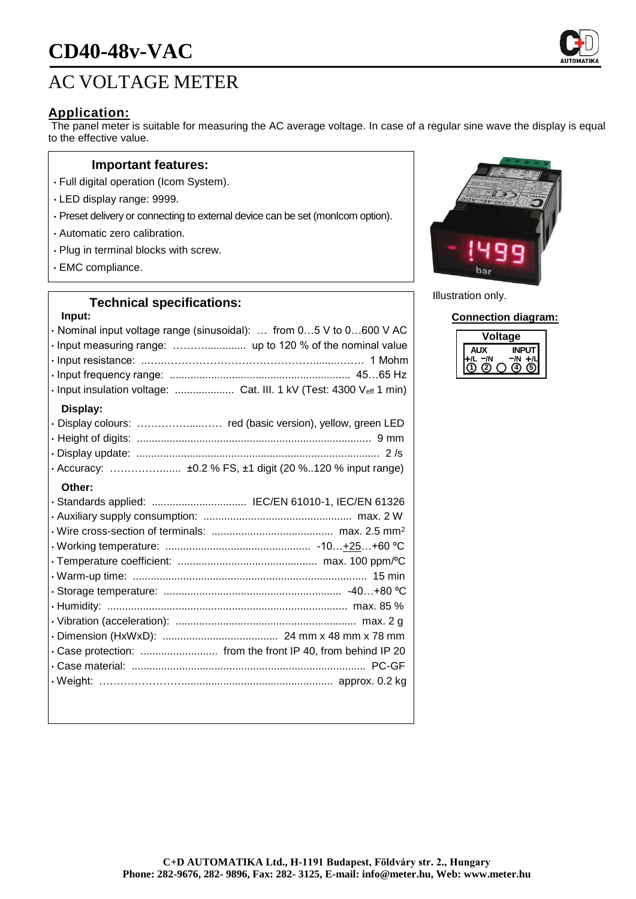# CD40-48v-VAC

# AC VOLTAGE METER

## Application:

The panel meter is suitable for measuring the AC average voltage. In case of a regular sine wave the display is equal to the effective value.

### Important features:

- Full digital operation (Icom System).
- LED display range: 9999.
- Preset delivery or connecting to external device can be set (monIcom option).
- Automatic zero calibration.
- Plug in terminal blocks with screw.
- EMC compliance.

Illustration only.

### Technical specifications:

**Input:**

- Nominal input voltage range (sinusoidal): … from 0…5 V to 0…600 V AC
- Input measuring range: ……….............. up to 120 % of the nominal value
- Input resistance: ..…..………………………………………........……. 1 Mohm
- Input frequency range: ............................................................ 45…65 Hz
- Input insulation voltage: .................... Cat. III. 1 kV (Test: 4300 $V_{eff}$ 1 min)

**Display:**

- Display colours: ……………....…. red (basic version), yellow, green LED
- Height of digits: .............................................................................. 9 mm
- Display update: ................................................................................. 2 /s
- Accuracy: ………………...... ±0.2 % FS, ±1 digit (20 %..120 % input range)

**Other:**

- Standards applied: ................................ IEC/EN 61010-1, IEC/EN 61326
- Auxiliary supply consumption: .................................................. max. 2 W
- Wire cross-section of terminals: ......................................... max. 2.5 mm²
- Working temperature: ................................................. -10…+25…+60 ºC
- Temperature coefficient: ............................................... max. 100 ppm/ºC
- Warm-up time: ............................................................................... 15 min
- Storage temperature: ............................................................ -40…+80 ºC
- Humidity: ................................................................................. max. 85 %
- Vibration (acceleration): ............................................................ max. 2 g
- Dimension (HxWxD): ....................................... 24 mm x 48 mm x 78 mm
- Case protection: .......................... from the front IP 40, from behind IP 20
- Case material: ............................................................................... PC-GF
- Weight: ……………………................................................... approx. 0.2 kg

### Connection diagram:

| Voltage | | | | |
|---|---|---|---|---|
| AUX | | | INPUT | |
| +/L | −/N | | −/N | +/L |
| ① | ② | ○ | ④ | ⑤ |

**C+D AUTOMATIKA Ltd., H-1191 Budapest, Földváry str. 2., Hungary**
**Phone: 282-9676, 282- 9896, Fax: 282- 3125, E-mail: info@meter.hu, Web: www.meter.hu**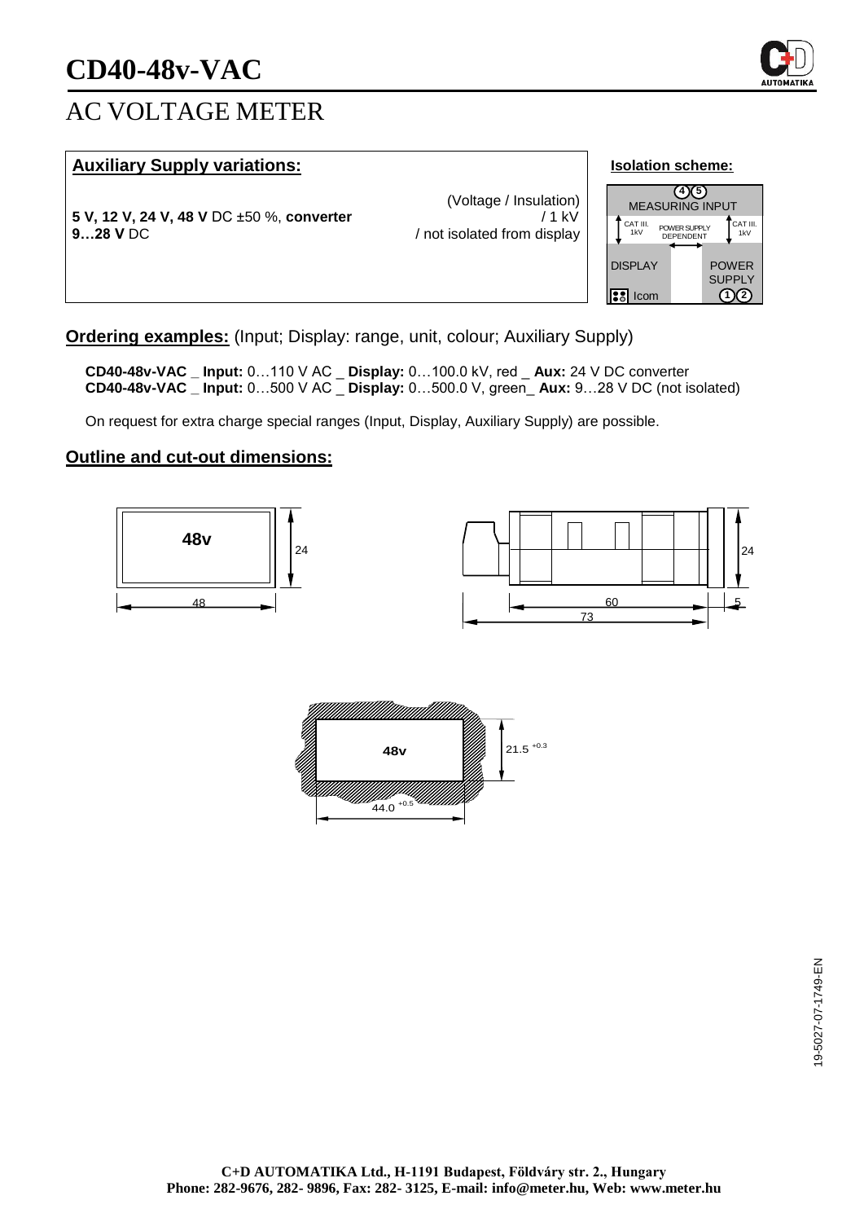# CD40-48v-VAC

## AC VOLTAGE METER

### Auxiliary Supply variations:

| | (Voltage / Insulation) |
|---|---|
| **5 V, 12 V, 24 V, 48 V** DC ±50 %, **converter** | / 1 kV |
| **9…28 V** DC | / not isolated from display |

**Isolation scheme:**

4 5
MEASURING INPUT
CAT III. 1kV
POWER SUPPLY DEPENDENT
CAT III. 1kV
DISPLAY
POWER SUPPLY
Icom
1 2

**Ordering examples:** (Input; Display: range, unit, colour; Auxiliary Supply)

**CD40-48v-VAC** _ **Input:** 0…110 V AC _ **Display:** 0…100.0 kV, red _ **Aux:** 24 V DC converter
**CD40-48v-VAC** _ **Input:** 0…500 V AC _ **Display:** 0…500.0 V, green_ **Aux:** 9…28 V DC (not isolated)

On request for extra charge special ranges (Input, Display, Auxiliary Supply) are possible.

### Outline and cut-out dimensions:

48v
24
48
24
60
5
73

48v
21.5 $^{+0.3}$
44.0 $^{+0.5}$

19-5027-07-1749-EN

**C+D AUTOMATIKA Ltd., H-1191 Budapest, Földváry str. 2., Hungary**
**Phone: 282-9676, 282- 9896, Fax: 282- 3125, E-mail: info@meter.hu, Web: www.meter.hu**